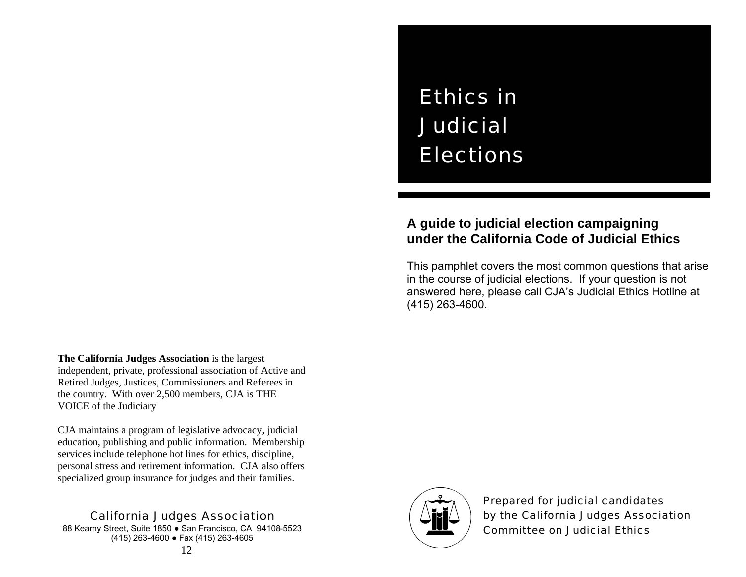# Ethics in Judicial Elections

**A guide to judicial election campaigning under the California Code of Judicial Ethics**

This pamphlet covers the most common questions that arise in the course of judicial elections. If your question is not answered here, please call CJA's Judicial Ethics Hotline at (415) 263-4600.

Prepared for judicial candidates
by the California Judges Association
Committee on Judicial Ethics

**The California Judges Association** is the largest independent, private, professional association of Active and Retired Judges, Justices, Commissioners and Referees in the country. With over 2,500 members, CJA is THE VOICE of the Judiciary

CJA maintains a program of legislative advocacy, judicial education, publishing and public information. Membership services include telephone hot lines for ethics, discipline, personal stress and retirement information. CJA also offers specialized group insurance for judges and their families.

California Judges Association
88 Kearny Street, Suite 1850 ● San Francisco, CA 94108-5523
(415) 263-4600 ● Fax (415) 263-4605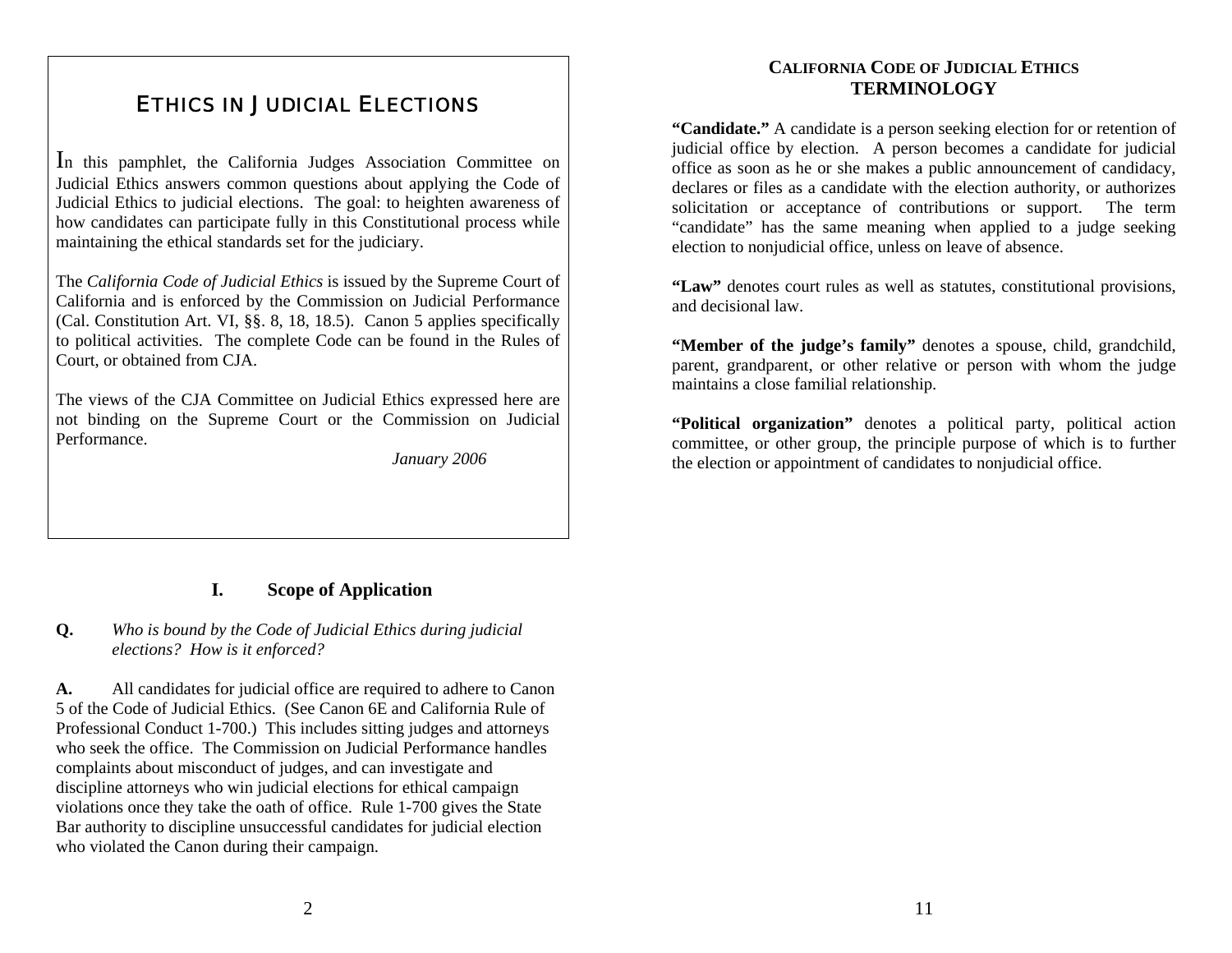# ETHICS IN JUDICIAL ELECTIONS

In this pamphlet, the California Judges Association Committee on Judicial Ethics answers common questions about applying the Code of Judicial Ethics to judicial elections. The goal: to heighten awareness of how candidates can participate fully in this Constitutional process while maintaining the ethical standards set for the judiciary.

The *California Code of Judicial Ethics* is issued by the Supreme Court of California and is enforced by the Commission on Judicial Performance (Cal. Constitution Art. VI, §§. 8, 18, 18.5). Canon 5 applies specifically to political activities. The complete Code can be found in the Rules of Court, or obtained from CJA.

The views of the CJA Committee on Judicial Ethics expressed here are not binding on the Supreme Court or the Commission on Judicial Performance.

*January 2006*

## I. Scope of Application

**Q.** *Who is bound by the Code of Judicial Ethics during judicial elections? How is it enforced?*

**A.** All candidates for judicial office are required to adhere to Canon 5 of the Code of Judicial Ethics. (See Canon 6E and California Rule of Professional Conduct 1-700.) This includes sitting judges and attorneys who seek the office. The Commission on Judicial Performance handles complaints about misconduct of judges, and can investigate and discipline attorneys who win judicial elections for ethical campaign violations once they take the oath of office. Rule 1-700 gives the State Bar authority to discipline unsuccessful candidates for judicial election who violated the Canon during their campaign.

## CALIFORNIA CODE OF JUDICIAL ETHICS TERMINOLOGY

**"Candidate."** A candidate is a person seeking election for or retention of judicial office by election. A person becomes a candidate for judicial office as soon as he or she makes a public announcement of candidacy, declares or files as a candidate with the election authority, or authorizes solicitation or acceptance of contributions or support. The term "candidate" has the same meaning when applied to a judge seeking election to nonjudicial office, unless on leave of absence.

**"Law"** denotes court rules as well as statutes, constitutional provisions, and decisional law.

**"Member of the judge's family"** denotes a spouse, child, grandchild, parent, grandparent, or other relative or person with whom the judge maintains a close familial relationship.

**"Political organization"** denotes a political party, political action committee, or other group, the principle purpose of which is to further the election or appointment of candidates to nonjudicial office.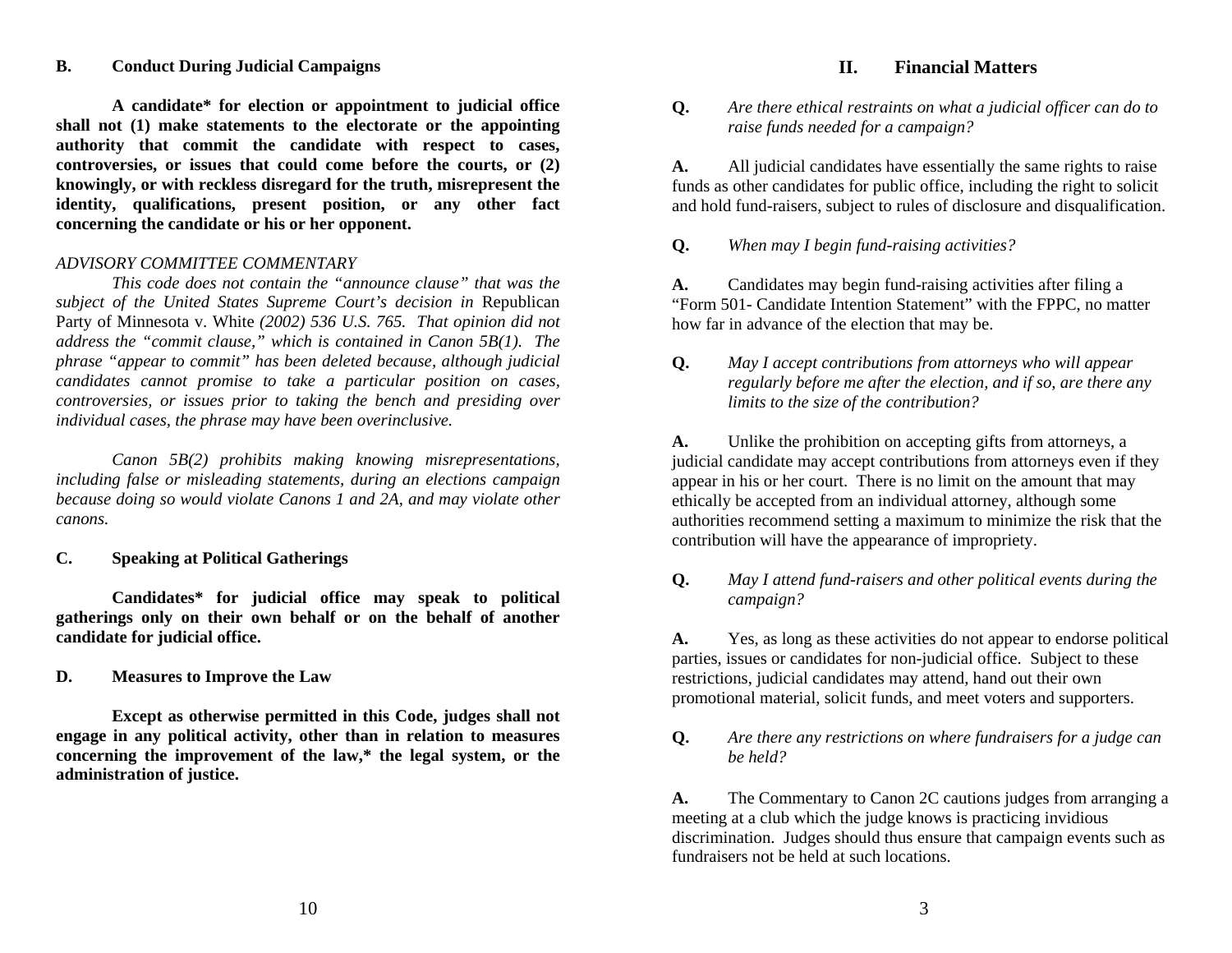### B. Conduct During Judicial Campaigns

**A candidate* for election or appointment to judicial office shall not (1) make statements to the electorate or the appointing authority that commit the candidate with respect to cases, controversies, or issues that could come before the courts, or (2) knowingly, or with reckless disregard for the truth, misrepresent the identity, qualifications, present position, or any other fact concerning the candidate or his or her opponent.**

*ADVISORY COMMITTEE COMMENTARY*

*This code does not contain the "announce clause" that was the subject of the United States Supreme Court's decision in* Republican Party of Minnesota v. White *(2002) 536 U.S. 765. That opinion did not address the "commit clause," which is contained in Canon 5B(1). The phrase "appear to commit" has been deleted because, although judicial candidates cannot promise to take a particular position on cases, controversies, or issues prior to taking the bench and presiding over individual cases, the phrase may have been overinclusive.*

*Canon 5B(2) prohibits making knowing misrepresentations, including false or misleading statements, during an elections campaign because doing so would violate Canons 1 and 2A, and may violate other canons.*

### C. Speaking at Political Gatherings

**Candidates* for judicial office may speak to political gatherings only on their own behalf or on the behalf of another candidate for judicial office.**

### D. Measures to Improve the Law

**Except as otherwise permitted in this Code, judges shall not engage in any political activity, other than in relation to measures concerning the improvement of the law,* the legal system, or the administration of justice.**

## II. Financial Matters

**Q.** *Are there ethical restraints on what a judicial officer can do to raise funds needed for a campaign?*

**A.** All judicial candidates have essentially the same rights to raise funds as other candidates for public office, including the right to solicit and hold fund-raisers, subject to rules of disclosure and disqualification.

**Q.** *When may I begin fund-raising activities?*

**A.** Candidates may begin fund-raising activities after filing a "Form 501- Candidate Intention Statement" with the FPPC, no matter how far in advance of the election that may be.

**Q.** *May I accept contributions from attorneys who will appear regularly before me after the election, and if so, are there any limits to the size of the contribution?*

**A.** Unlike the prohibition on accepting gifts from attorneys, a judicial candidate may accept contributions from attorneys even if they appear in his or her court. There is no limit on the amount that may ethically be accepted from an individual attorney, although some authorities recommend setting a maximum to minimize the risk that the contribution will have the appearance of impropriety.

**Q.** *May I attend fund-raisers and other political events during the campaign?*

**A.** Yes, as long as these activities do not appear to endorse political parties, issues or candidates for non-judicial office. Subject to these restrictions, judicial candidates may attend, hand out their own promotional material, solicit funds, and meet voters and supporters.

**Q.** *Are there any restrictions on where fundraisers for a judge can be held?*

**A.** The Commentary to Canon 2C cautions judges from arranging a meeting at a club which the judge knows is practicing invidious discrimination. Judges should thus ensure that campaign events such as fundraisers not be held at such locations.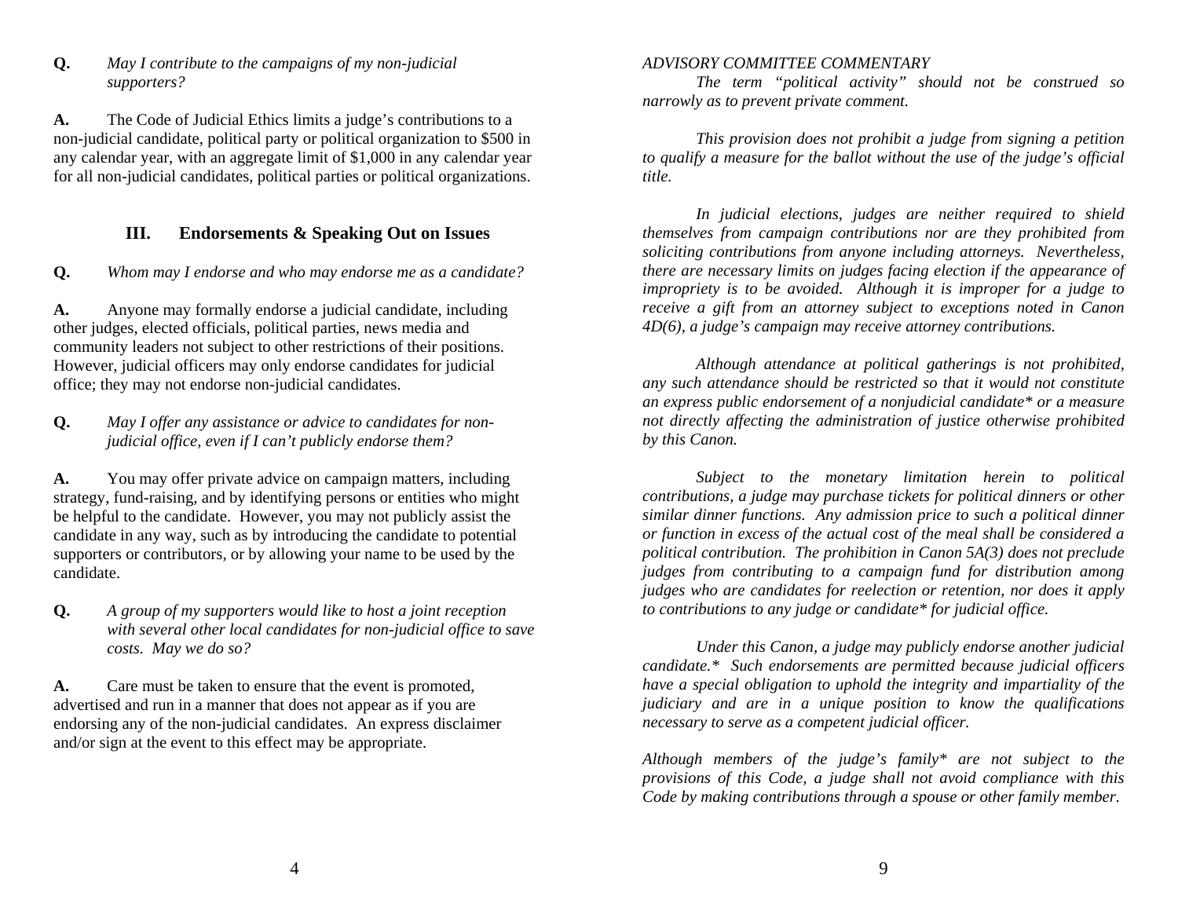**Q.** *May I contribute to the campaigns of my non-judicial supporters?*

**A.** The Code of Judicial Ethics limits a judge's contributions to a non-judicial candidate, political party or political organization to $500 in any calendar year, with an aggregate limit of $1,000 in any calendar year for all non-judicial candidates, political parties or political organizations.

## III. Endorsements & Speaking Out on Issues

**Q.** *Whom may I endorse and who may endorse me as a candidate?*

**A.** Anyone may formally endorse a judicial candidate, including other judges, elected officials, political parties, news media and community leaders not subject to other restrictions of their positions. However, judicial officers may only endorse candidates for judicial office; they may not endorse non-judicial candidates.

**Q.** *May I offer any assistance or advice to candidates for non-judicial office, even if I can't publicly endorse them?*

**A.** You may offer private advice on campaign matters, including strategy, fund-raising, and by identifying persons or entities who might be helpful to the candidate. However, you may not publicly assist the candidate in any way, such as by introducing the candidate to potential supporters or contributors, or by allowing your name to be used by the candidate.

**Q.** *A group of my supporters would like to host a joint reception with several other local candidates for non-judicial office to save costs. May we do so?*

**A.** Care must be taken to ensure that the event is promoted, advertised and run in a manner that does not appear as if you are endorsing any of the non-judicial candidates. An express disclaimer and/or sign at the event to this effect may be appropriate.

*ADVISORY COMMITTEE COMMENTARY*

*The term "political activity" should not be construed so narrowly as to prevent private comment.*

*This provision does not prohibit a judge from signing a petition to qualify a measure for the ballot without the use of the judge's official title.*

*In judicial elections, judges are neither required to shield themselves from campaign contributions nor are they prohibited from soliciting contributions from anyone including attorneys. Nevertheless, there are necessary limits on judges facing election if the appearance of impropriety is to be avoided. Although it is improper for a judge to receive a gift from an attorney subject to exceptions noted in Canon 4D(6), a judge's campaign may receive attorney contributions.*

*Although attendance at political gatherings is not prohibited, any such attendance should be restricted so that it would not constitute an express public endorsement of a nonjudicial candidate* or a measure not directly affecting the administration of justice otherwise prohibited by this Canon.*

*Subject to the monetary limitation herein to political contributions, a judge may purchase tickets for political dinners or other similar dinner functions. Any admission price to such a political dinner or function in excess of the actual cost of the meal shall be considered a political contribution. The prohibition in Canon 5A(3) does not preclude judges from contributing to a campaign fund for distribution among judges who are candidates for reelection or retention, nor does it apply to contributions to any judge or candidate* for judicial office.*

*Under this Canon, a judge may publicly endorse another judicial candidate.* Such endorsements are permitted because judicial officers have a special obligation to uphold the integrity and impartiality of the judiciary and are in a unique position to know the qualifications necessary to serve as a competent judicial officer.*

*Although members of the judge's family* are not subject to the provisions of this Code, a judge shall not avoid compliance with this Code by making contributions through a spouse or other family member.*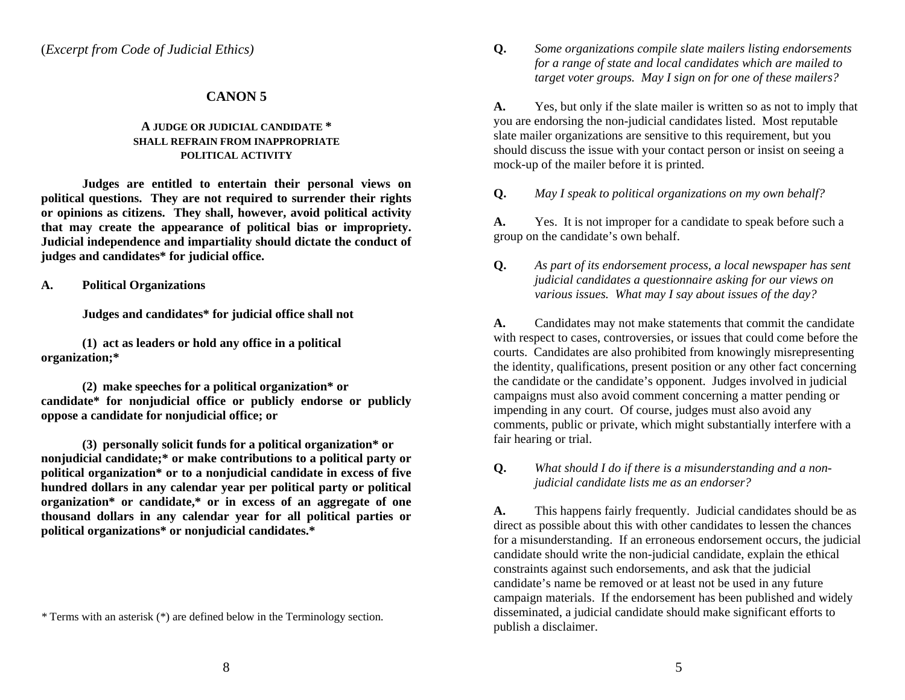(*Excerpt from Code of Judicial Ethics*)

## CANON 5

### A JUDGE OR JUDICIAL CANDIDATE * SHALL REFRAIN FROM INAPPROPRIATE POLITICAL ACTIVITY

**Judges are entitled to entertain their personal views on political questions. They are not required to surrender their rights or opinions as citizens. They shall, however, avoid political activity that may create the appearance of political bias or impropriety. Judicial independence and impartiality should dictate the conduct of judges and candidates* for judicial office.**

**A. Political Organizations**

**Judges and candidates* for judicial office shall not**

**(1) act as leaders or hold any office in a political organization;***

**(2) make speeches for a political organization* or candidate* for nonjudicial office or publicly endorse or publicly oppose a candidate for nonjudicial office; or**

**(3) personally solicit funds for a political organization* or nonjudicial candidate;* or make contributions to a political party or political organization* or to a nonjudicial candidate in excess of five hundred dollars in any calendar year per political party or political organization* or candidate,* or in excess of an aggregate of one thousand dollars in any calendar year for all political parties or political organizations* or nonjudicial candidates.***

* Terms with an asterisk (*) are defined below in the Terminology section.

**Q.** *Some organizations compile slate mailers listing endorsements for a range of state and local candidates which are mailed to target voter groups. May I sign on for one of these mailers?*

**A.** Yes, but only if the slate mailer is written so as not to imply that you are endorsing the non-judicial candidates listed. Most reputable slate mailer organizations are sensitive to this requirement, but you should discuss the issue with your contact person or insist on seeing a mock-up of the mailer before it is printed.

**Q.** *May I speak to political organizations on my own behalf?*

**A.** Yes. It is not improper for a candidate to speak before such a group on the candidate's own behalf.

**Q.** *As part of its endorsement process, a local newspaper has sent judicial candidates a questionnaire asking for our views on various issues. What may I say about issues of the day?*

**A.** Candidates may not make statements that commit the candidate with respect to cases, controversies, or issues that could come before the courts. Candidates are also prohibited from knowingly misrepresenting the identity, qualifications, present position or any other fact concerning the candidate or the candidate's opponent. Judges involved in judicial campaigns must also avoid comment concerning a matter pending or impending in any court. Of course, judges must also avoid any comments, public or private, which might substantially interfere with a fair hearing or trial.

**Q.** *What should I do if there is a misunderstanding and a non-judicial candidate lists me as an endorser?*

**A.** This happens fairly frequently. Judicial candidates should be as direct as possible about this with other candidates to lessen the chances for a misunderstanding. If an erroneous endorsement occurs, the judicial candidate should write the non-judicial candidate, explain the ethical constraints against such endorsements, and ask that the judicial candidate's name be removed or at least not be used in any future campaign materials. If the endorsement has been published and widely disseminated, a judicial candidate should make significant efforts to publish a disclaimer.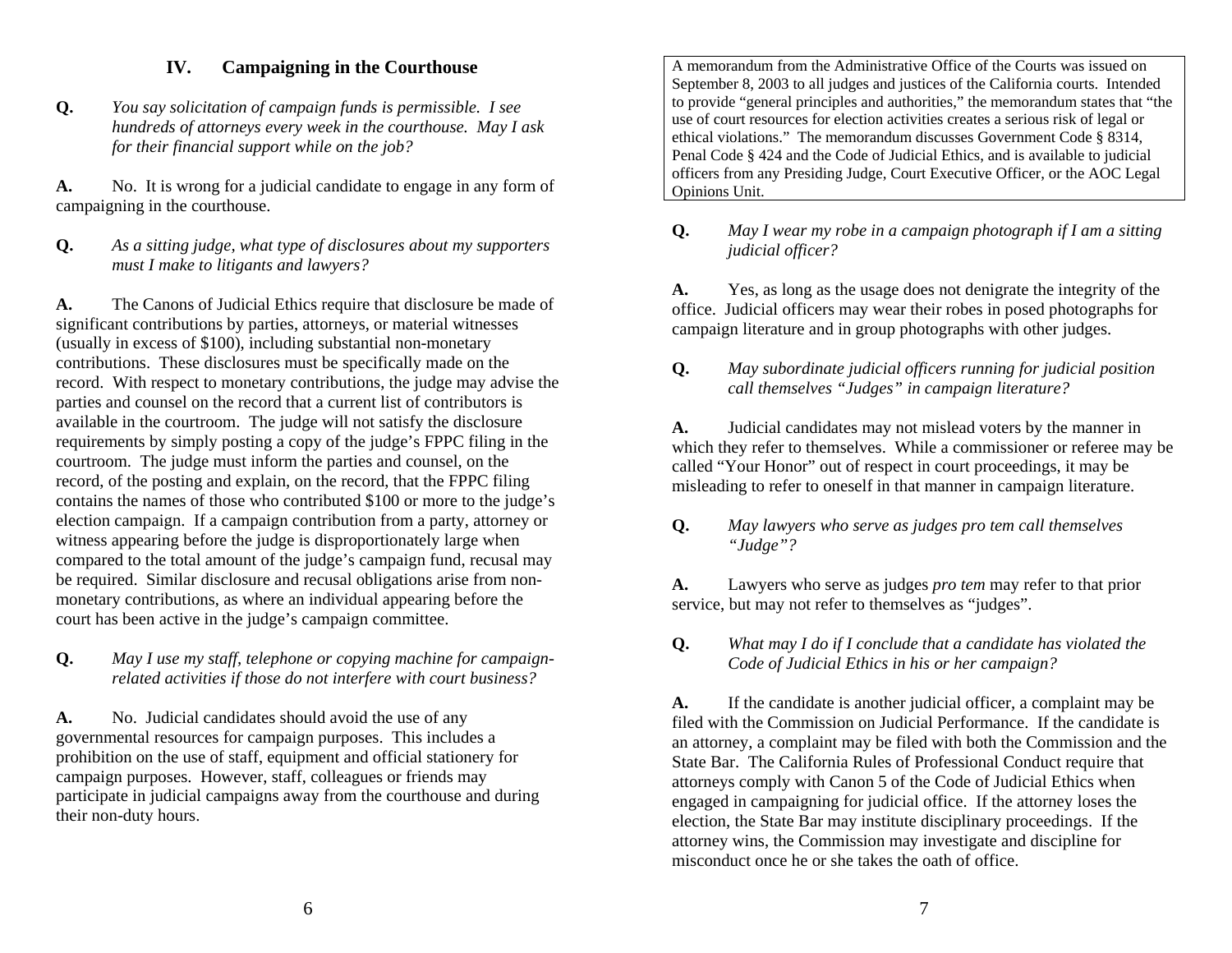## IV. Campaigning in the Courthouse

**Q.** *You say solicitation of campaign funds is permissible. I see hundreds of attorneys every week in the courthouse. May I ask for their financial support while on the job?*

**A.** No. It is wrong for a judicial candidate to engage in any form of campaigning in the courthouse.

**Q.** *As a sitting judge, what type of disclosures about my supporters must I make to litigants and lawyers?*

**A.** The Canons of Judicial Ethics require that disclosure be made of significant contributions by parties, attorneys, or material witnesses (usually in excess of $100), including substantial non-monetary contributions. These disclosures must be specifically made on the record. With respect to monetary contributions, the judge may advise the parties and counsel on the record that a current list of contributors is available in the courtroom. The judge will not satisfy the disclosure requirements by simply posting a copy of the judge's FPPC filing in the courtroom. The judge must inform the parties and counsel, on the record, of the posting and explain, on the record, that the FPPC filing contains the names of those who contributed $100 or more to the judge's election campaign. If a campaign contribution from a party, attorney or witness appearing before the judge is disproportionately large when compared to the total amount of the judge's campaign fund, recusal may be required. Similar disclosure and recusal obligations arise from non-monetary contributions, as where an individual appearing before the court has been active in the judge's campaign committee.

**Q.** *May I use my staff, telephone or copying machine for campaign-related activities if those do not interfere with court business?*

**A.** No. Judicial candidates should avoid the use of any governmental resources for campaign purposes. This includes a prohibition on the use of staff, equipment and official stationery for campaign purposes. However, staff, colleagues or friends may participate in judicial campaigns away from the courthouse and during their non-duty hours.

> A memorandum from the Administrative Office of the Courts was issued on September 8, 2003 to all judges and justices of the California courts. Intended to provide "general principles and authorities," the memorandum states that "the use of court resources for election activities creates a serious risk of legal or ethical violations." The memorandum discusses Government Code § 8314, Penal Code § 424 and the Code of Judicial Ethics, and is available to judicial officers from any Presiding Judge, Court Executive Officer, or the AOC Legal Opinions Unit.

**Q.** *May I wear my robe in a campaign photograph if I am a sitting judicial officer?*

**A.** Yes, as long as the usage does not denigrate the integrity of the office. Judicial officers may wear their robes in posed photographs for campaign literature and in group photographs with other judges.

**Q.** *May subordinate judicial officers running for judicial position call themselves "Judges" in campaign literature?*

**A.** Judicial candidates may not mislead voters by the manner in which they refer to themselves. While a commissioner or referee may be called "Your Honor" out of respect in court proceedings, it may be misleading to refer to oneself in that manner in campaign literature.

**Q.** *May lawyers who serve as judges pro tem call themselves "Judge"?*

**A.** Lawyers who serve as judges *pro tem* may refer to that prior service, but may not refer to themselves as "judges".

**Q.** *What may I do if I conclude that a candidate has violated the Code of Judicial Ethics in his or her campaign?*

**A.** If the candidate is another judicial officer, a complaint may be filed with the Commission on Judicial Performance. If the candidate is an attorney, a complaint may be filed with both the Commission and the State Bar. The California Rules of Professional Conduct require that attorneys comply with Canon 5 of the Code of Judicial Ethics when engaged in campaigning for judicial office. If the attorney loses the election, the State Bar may institute disciplinary proceedings. If the attorney wins, the Commission may investigate and discipline for misconduct once he or she takes the oath of office.